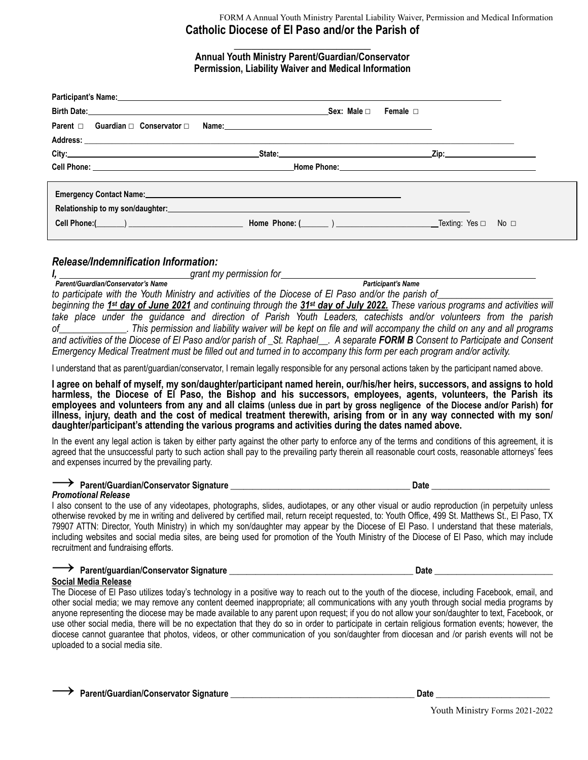FORM A Annual Youth Ministry Parental Liability Waiver, Permission and Medical Information

# Catholic Diocese of El Paso and/or the Parish of

___________________________

## Annual Youth Ministry Parent/Guardian/Conservator Permission, Liability Waiver and Medical Information

**Participant's Name:**_______________________________________________

**Birth Date:**_______________________________________________ **Sex: Male □ Female □**

**Parent □ Guardian □ Conservator □ Name:**_______________________________________________

**Address:** _______________________________________________

**City:**_______________________ **State:**_______________________ **Zip:**_______________________

**Cell Phone:** _______________________ **Home Phone:**_______________________

**Emergency Contact Name:**_______________________________________________

**Relationship to my son/daughter:**_______________________________________________

**Cell Phone:(\_\_\_\_\_\_\_)** _______________________ **Home Phone: (\_\_\_\_\_\_\_ )** _______________________ Texting: Yes □ No □

### *Release/Indemnification Information:*

***I,*** *___________________________grant my permission for_______________________________________________*

***Parent/Guardian/Conservator's Name*** ***Participant's Name***

*to participate with the Youth Ministry and activities of the Diocese of El Paso and/or the parish of_______________________ beginning the* ***1st day of June 2021*** *and continuing through the* ***31st day of July 2022.*** *These various programs and activities will take place under the guidance and direction of Parish Youth Leaders, catechists and/or volunteers from the parish of______________. This permission and liability waiver will be kept on file and will accompany the child on any and all programs and activities of the Diocese of El Paso and/or parish of _St. Raphael__. A separate* ***FORM B*** *Consent to Participate and Consent Emergency Medical Treatment must be filled out and turned in to accompany this form per each program and/or activity.*

I understand that as parent/guardian/conservator, I remain legally responsible for any personal actions taken by the participant named above.

**I agree on behalf of myself, my son/daughter/participant named herein, our/his/her heirs, successors, and assigns to hold harmless, the Diocese of El Paso, the Bishop and his successors, employees, agents, volunteers, the Parish its employees and volunteers from any and all claims (unless due in part by gross negligence of the Diocese and/or Parish) for illness, injury, death and the cost of medical treatment therewith, arising from or in any way connected with my son/daughter/participant's attending the various programs and activities during the dates named above.**

In the event any legal action is taken by either party against the other party to enforce any of the terms and conditions of this agreement, it is agreed that the unsuccessful party to such action shall pay to the prevailing party therein all reasonable court costs, reasonable attorneys' fees and expenses incurred by the prevailing party.

⟶ **Parent/Guardian/Conservator Signature** _______________________________________ **Date** ___________________________

### *Promotional Release*

I also consent to the use of any videotapes, photographs, slides, audiotapes, or any other visual or audio reproduction (in perpetuity unless otherwise revoked by me in writing and delivered by certified mail, return receipt requested, to: Youth Office, 499 St. Matthews St., El Paso, TX 79907 ATTN: Director, Youth Ministry) in which my son/daughter may appear by the Diocese of El Paso. I understand that these materials, including websites and social media sites, are being used for promotion of the Youth Ministry of the Diocese of El Paso, which may include recruitment and fundraising efforts.

⟶ **Parent/guardian/Conservator Signature** _______________________________________ **Date** ___________________________

### Social Media Release

The Diocese of El Paso utilizes today's technology in a positive way to reach out to the youth of the diocese, including Facebook, email, and other social media; we may remove any content deemed inappropriate; all communications with any youth through social media programs by anyone representing the diocese may be made available to any parent upon request; if you do not allow your son/daughter to text, Facebook, or use other social media, there will be no expectation that they do so in order to participate in certain religious formation events; however, the diocese cannot guarantee that photos, videos, or other communication of you son/daughter from diocesan and /or parish events will not be uploaded to a social media site.

⟶ **Parent/Guardian/Conservator Signature** _______________________________________ **Date** ___________________________

Youth Ministry Forms 2021-2022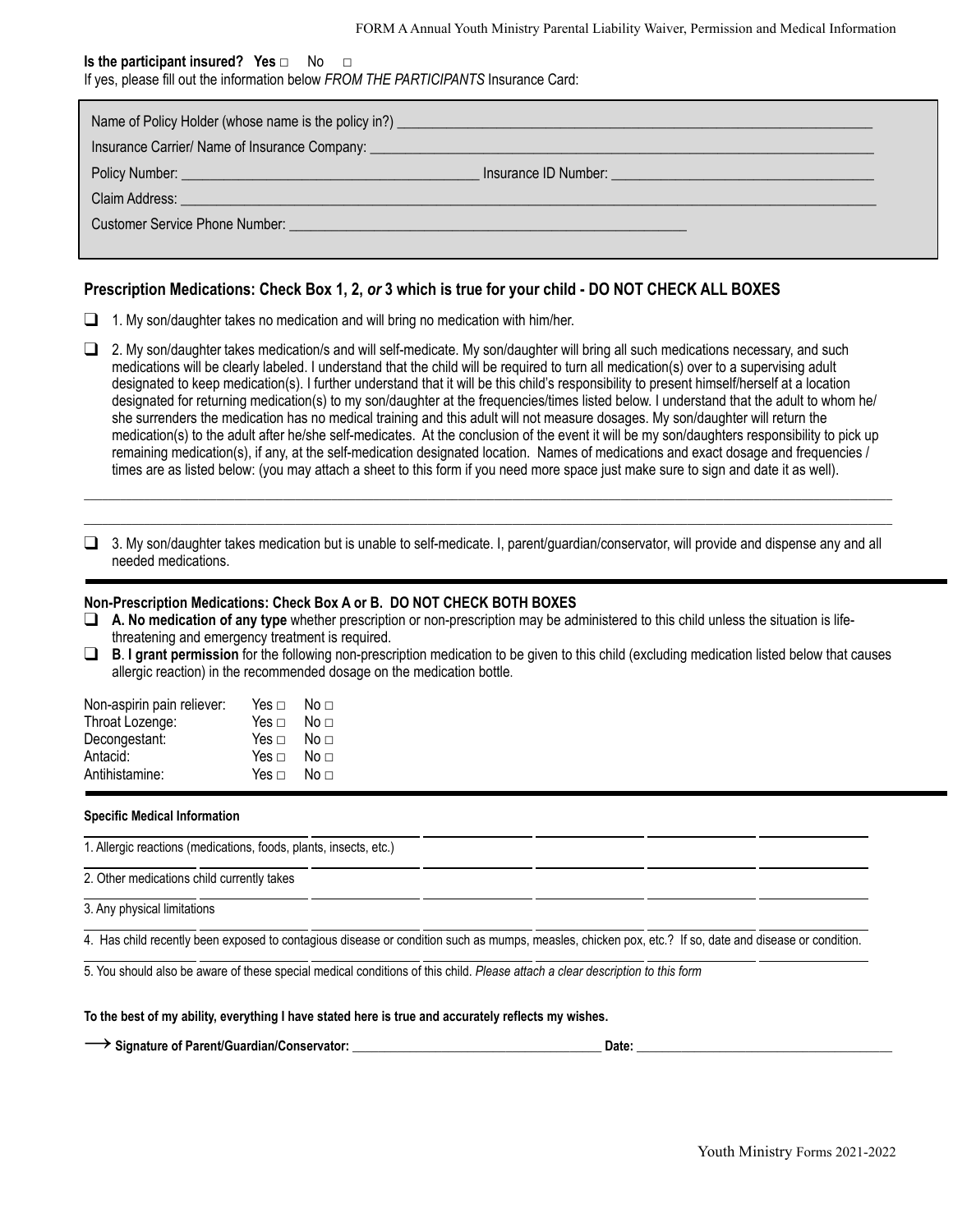**Is the participant insured? Yes □** No □

If yes, please fill out the information below *FROM THE PARTICIPANTS* Insurance Card:

Name of Policy Holder (whose name is the policy in?) ____________________

Insurance Carrier/ Name of Insurance Company: ____________________

Policy Number: ____________________ Insurance ID Number: ____________________

Claim Address: ____________________

Customer Service Phone Number: ____________________

### Prescription Medications: Check Box 1, 2, *or* 3 which is true for your child - DO NOT CHECK ALL BOXES

- ❑ 1. My son/daughter takes no medication and will bring no medication with him/her.
- ❑ 2. My son/daughter takes medication/s and will self-medicate. My son/daughter will bring all such medications necessary, and such medications will be clearly labeled. I understand that the child will be required to turn all medication(s) over to a supervising adult designated to keep medication(s). I further understand that it will be this child's responsibility to present himself/herself at a location designated for returning medication(s) to my son/daughter at the frequencies/times listed below. I understand that the adult to whom he/she surrenders the medication has no medical training and this adult will not measure dosages. My son/daughter will return the medication(s) to the adult after he/she self-medicates. At the conclusion of the event it will be my son/daughters responsibility to pick up remaining medication(s), if any, at the self-medication designated location. Names of medications and exact dosage and frequencies / times are as listed below: (you may attach a sheet to this form if you need more space just make sure to sign and date it as well).

____________________

____________________

- ❑ 3. My son/daughter takes medication but is unable to self-medicate. I, parent/guardian/conservator, will provide and dispense any and all needed medications.

### Non-Prescription Medications: Check Box A or B. DO NOT CHECK BOTH BOXES

- ❑ **A. No medication of any type** whether prescription or non-prescription may be administered to this child unless the situation is life-threatening and emergency treatment is required.
- ❑ **B**. **I grant permission** for the following non-prescription medication to be given to this child (excluding medication listed below that causes allergic reaction) in the recommended dosage on the medication bottle.

| | | |
|---|---|---|
| Non-aspirin pain reliever: | Yes □ | No □ |
| Throat Lozenge: | Yes □ | No □ |
| Decongestant: | Yes □ | No □ |
| Antacid: | Yes □ | No □ |
| Antihistamine: | Yes □ | No □ |

**Specific Medical Information**

____________________

1. Allergic reactions (medications, foods, plants, insects, etc.)

____________________

2. Other medications child currently takes

____________________

3. Any physical limitations

____________________

4. Has child recently been exposed to contagious disease or condition such as mumps, measles, chicken pox, etc.? If so, date and disease or condition.

____________________

5. You should also be aware of these special medical conditions of this child. *Please attach a clear description to this form*

**To the best of my ability, everything I have stated here is true and accurately reflects my wishes.**

⟶ **Signature of Parent/Guardian/Conservator:** ____________________ **Date:** ____________________